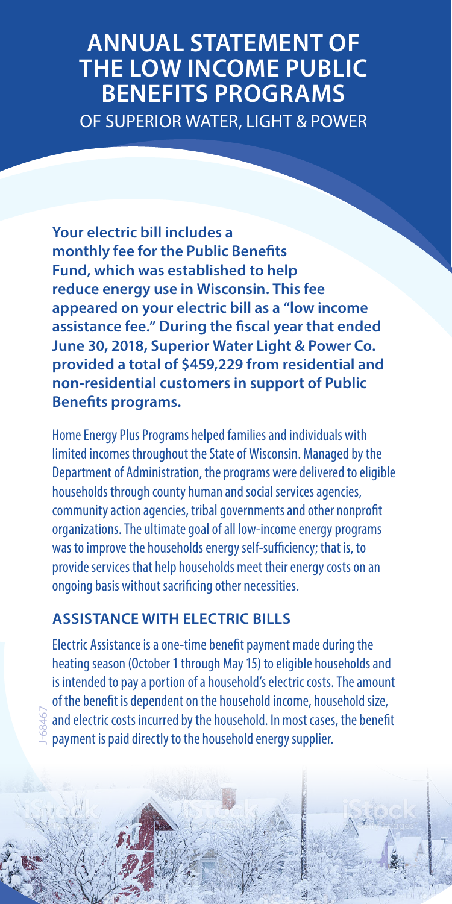# ANNUAL STATEMENT OF THE LOW INCOME PUBLIC BENEFITS PROGRAMS

OF SUPERIOR WATER, LIGHT & POWER

**Your electric bill includes a monthly fee for the Public Benefits Fund, which was established to help reduce energy use in Wisconsin. This fee appeared on your electric bill as a "low income assistance fee." During the fiscal year that ended June 30, 2018, Superior Water Light & Power Co. provided a total of $459,229 from residential and non-residential customers in support of Public Benefits programs.**

Home Energy Plus Programs helped families and individuals with limited incomes throughout the State of Wisconsin. Managed by the Department of Administration, the programs were delivered to eligible households through county human and social services agencies, community action agencies, tribal governments and other nonprofit organizations. The ultimate goal of all low-income energy programs was to improve the households energy self-sufficiency; that is, to provide services that help households meet their energy costs on an ongoing basis without sacrificing other necessities.

## ASSISTANCE WITH ELECTRIC BILLS

Electric Assistance is a one-time benefit payment made during the heating season (October 1 through May 15) to eligible households and is intended to pay a portion of a household's electric costs. The amount of the benefit is dependent on the household income, household size, and electric costs incurred by the household. In most cases, the benefit payment is paid directly to the household energy supplier.

J-68467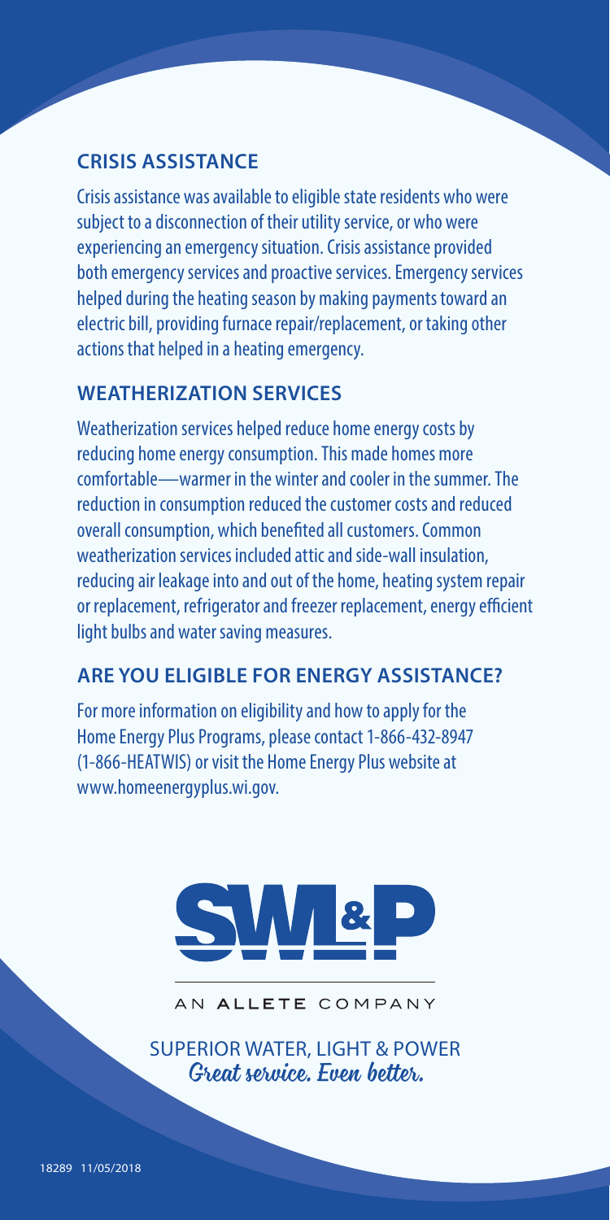## CRISIS ASSISTANCE

Crisis assistance was available to eligible state residents who were subject to a disconnection of their utility service, or who were experiencing an emergency situation. Crisis assistance provided both emergency services and proactive services. Emergency services helped during the heating season by making payments toward an electric bill, providing furnace repair/replacement, or taking other actions that helped in a heating emergency.

## WEATHERIZATION SERVICES

Weatherization services helped reduce home energy costs by reducing home energy consumption. This made homes more comfortable—warmer in the winter and cooler in the summer. The reduction in consumption reduced the customer costs and reduced overall consumption, which benefited all customers. Common weatherization services included attic and side-wall insulation, reducing air leakage into and out of the home, heating system repair or replacement, refrigerator and freezer replacement, energy efficient light bulbs and water saving measures.

## ARE YOU ELIGIBLE FOR ENERGY ASSISTANCE?

For more information on eligibility and how to apply for the Home Energy Plus Programs, please contact 1-866-432-8947 (1-866-HEATWIS) or visit the Home Energy Plus website at www.homeenergyplus.wi.gov.

SWL&P

AN ALLETE COMPANY

SUPERIOR WATER, LIGHT & POWER

*Great service. Even better.*

18289 11/05/2018